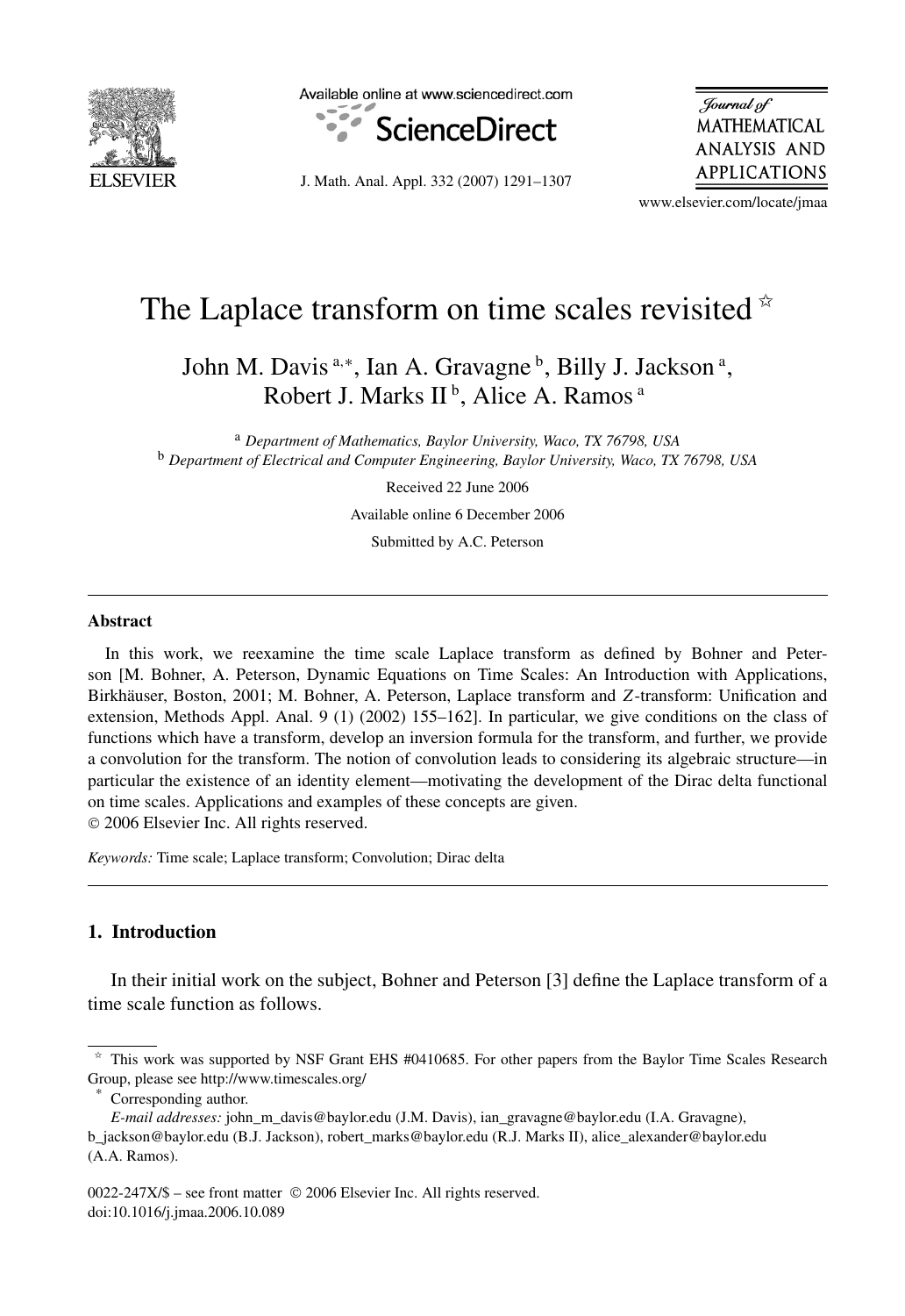# The Laplace transform on time scales revisited ☆

John M. Davis [a,*], Ian A. Gravagne [b], Billy J. Jackson [a], Robert J. Marks II [b], Alice A. Ramos [a]

[a] *Department of Mathematics, Baylor University, Waco, TX 76798, USA*
[b] *Department of Electrical and Computer Engineering, Baylor University, Waco, TX 76798, USA*

Received 22 June 2006

Available online 6 December 2006

Submitted by A.C. Peterson

## Abstract

In this work, we reexamine the time scale Laplace transform as defined by Bohner and Peterson [M. Bohner, A. Peterson, Dynamic Equations on Time Scales: An Introduction with Applications, Birkhäuser, Boston, 2001; M. Bohner, A. Peterson, Laplace transform and *Z*-transform: Unification and extension, Methods Appl. Anal. 9 (1) (2002) 155–162]. In particular, we give conditions on the class of functions which have a transform, develop an inversion formula for the transform, and further, we provide a convolution for the transform. The notion of convolution leads to considering its algebraic structure—in particular the existence of an identity element—motivating the development of the Dirac delta functional on time scales. Applications and examples of these concepts are given.

© 2006 Elsevier Inc. All rights reserved.

*Keywords:* Time scale; Laplace transform; Convolution; Dirac delta

## 1. Introduction

In their initial work on the subject, Bohner and Peterson [3] define the Laplace transform of a time scale function as follows.

---

☆ This work was supported by NSF Grant EHS #0410685. For other papers from the Baylor Time Scales Research Group, please see http://www.timescales.org/

\* Corresponding author.

*E-mail addresses:* john_m_davis@baylor.edu (J.M. Davis), ian_gravagne@baylor.edu (I.A. Gravagne), b_jackson@baylor.edu (B.J. Jackson), robert_marks@baylor.edu (R.J. Marks II), alice_alexander@baylor.edu (A.A. Ramos).

0022-247X/$ – see front matter © 2006 Elsevier Inc. All rights reserved.
doi:10.1016/j.jmaa.2006.10.089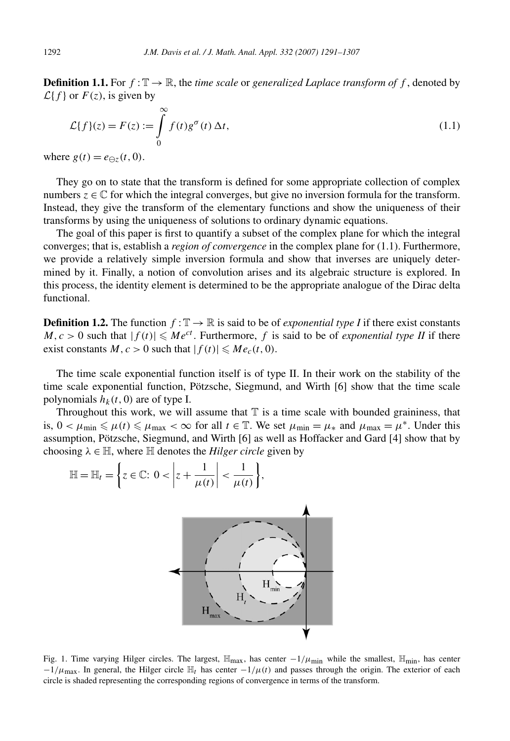**Definition 1.1.** For $f : \mathbb{T} \to \mathbb{R}$, the *time scale* or *generalized Laplace transform of* $f$, denoted by $\mathcal{L}\{f\}$ or $F(z)$, is given by

$$\mathcal{L}\{f\}(z) = F(z) := \int_0^\infty f(t) g^\sigma(t)\, \Delta t, \tag{1.1}$$

where $g(t) = e_{\ominus z}(t, 0)$.

They go on to state that the transform is defined for some appropriate collection of complex numbers $z \in \mathbb{C}$ for which the integral converges, but give no inversion formula for the transform. Instead, they give the transform of the elementary functions and show the uniqueness of their transforms by using the uniqueness of solutions to ordinary dynamic equations.

The goal of this paper is first to quantify a subset of the complex plane for which the integral converges; that is, establish a *region of convergence* in the complex plane for (1.1). Furthermore, we provide a relatively simple inversion formula and show that inverses are uniquely determined by it. Finally, a notion of convolution arises and its algebraic structure is explored. In this process, the identity element is determined to be the appropriate analogue of the Dirac delta functional.

**Definition 1.2.** The function $f : \mathbb{T} \to \mathbb{R}$ is said to be of *exponential type I* if there exist constants $M, c > 0$ such that $|f(t)| \leqslant Me^{ct}$. Furthermore, $f$ is said to be of *exponential type II* if there exist constants $M, c > 0$ such that $|f(t)| \leqslant Me_c(t, 0)$.

The time scale exponential function itself is of type II. In their work on the stability of the time scale exponential function, Pötzsche, Siegmund, and Wirth [6] show that the time scale polynomials $h_k(t, 0)$ are of type I.

Throughout this work, we will assume that $\mathbb{T}$ is a time scale with bounded graininess, that is, $0 < \mu_{\min} \leqslant \mu(t) \leqslant \mu_{\max} < \infty$ for all $t \in \mathbb{T}$. We set $\mu_{\min} = \mu_*$ and $\mu_{\max} = \mu^*$. Under this assumption, Pötzsche, Siegmund, and Wirth [6] as well as Hoffacker and Gard [4] show that by choosing $\lambda \in \mathbb{H}$, where $\mathbb{H}$ denotes the *Hilger circle* given by

$$\mathbb{H} = \mathbb{H}_t = \left\{ z \in \mathbb{C}\colon\ 0 < \left| z + \frac{1}{\mu(t)} \right| < \frac{1}{\mu(t)} \right\},$$

Fig. 1. Time varying Hilger circles. The largest, $\mathbb{H}_{\max}$, has center $-1/\mu_{\min}$ while the smallest, $\mathbb{H}_{\min}$, has center $-1/\mu_{\max}$. In general, the Hilger circle $\mathbb{H}_t$ has center $-1/\mu(t)$ and passes through the origin. The exterior of each circle is shaded representing the corresponding regions of convergence in terms of the transform.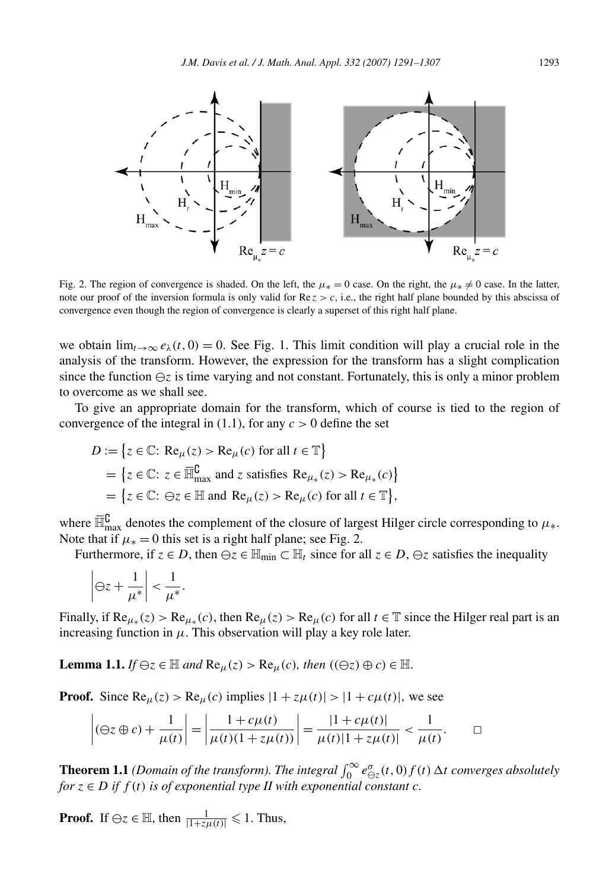Fig. 2. The region of convergence is shaded. On the left, the $\mu_* = 0$ case. On the right, the $\mu_* \neq 0$ case. In the latter, note our proof of the inversion formula is only valid for $\operatorname{Re} z > c$, i.e., the right half plane bounded by this abscissa of convergence even though the region of convergence is clearly a superset of this right half plane.

we obtain $\lim_{t\to\infty} e_\lambda(t,0) = 0$. See Fig. 1. This limit condition will play a crucial role in the analysis of the transform. However, the expression for the transform has a slight complication since the function $\ominus z$ is time varying and not constant. Fortunately, this is only a minor problem to overcome as we shall see.

To give an appropriate domain for the transform, which of course is tied to the region of convergence of the integral in (1.1), for any $c > 0$ define the set

$$
\begin{aligned}
D &:= \left\{ z \in \mathbb{C}\colon \operatorname{Re}_\mu(z) > \operatorname{Re}_\mu(c) \text{ for all } t \in \mathbb{T} \right\} \\
&= \left\{ z \in \mathbb{C}\colon z \in \overline{\mathbb{H}}^{\complement}_{\max} \text{ and } z \text{ satisfies } \operatorname{Re}_{\mu_*}(z) > \operatorname{Re}_{\mu_*}(c) \right\} \\
&= \left\{ z \in \mathbb{C}\colon \ominus z \in \mathbb{H} \text{ and } \operatorname{Re}_\mu(z) > \operatorname{Re}_\mu(c) \text{ for all } t \in \mathbb{T} \right\},
\end{aligned}
$$

where $\overline{\mathbb{H}}^{\complement}_{\max}$ denotes the complement of the closure of largest Hilger circle corresponding to $\mu_*$. Note that if $\mu_* = 0$ this set is a right half plane; see Fig. 2.

Furthermore, if $z \in D$, then $\ominus z \in \mathbb{H}_{\min} \subset \mathbb{H}_t$ since for all $z \in D$, $\ominus z$ satisfies the inequality

$$
\left| \ominus z + \frac{1}{\mu^*} \right| < \frac{1}{\mu^*}.
$$

Finally, if $\operatorname{Re}_{\mu_*}(z) > \operatorname{Re}_{\mu_*}(c)$, then $\operatorname{Re}_\mu(z) > \operatorname{Re}_\mu(c)$ for all $t \in \mathbb{T}$ since the Hilger real part is an increasing function in $\mu$. This observation will play a key role later.

**Lemma 1.1.** *If $\ominus z \in \mathbb{H}$ and $\operatorname{Re}_\mu(z) > \operatorname{Re}_\mu(c)$, then $((\ominus z) \oplus c) \in \mathbb{H}$.*

**Proof.** Since $\operatorname{Re}_\mu(z) > \operatorname{Re}_\mu(c)$ implies $|1 + z\mu(t)| > |1 + c\mu(t)|$, we see

$$
\left| (\ominus z \oplus c) + \frac{1}{\mu(t)} \right| = \left| \frac{1 + c\mu(t)}{\mu(t)(1 + z\mu(t))} \right| = \frac{|1 + c\mu(t)|}{\mu(t)|1 + z\mu(t)|} < \frac{1}{\mu(t)}. \qquad \square
$$

**Theorem 1.1** *(Domain of the transform). The integral $\int_0^\infty e^\sigma_{\ominus z}(t,0) f(t)\,\Delta t$ converges absolutely for $z \in D$ if $f(t)$ is of exponential type II with exponential constant $c$.*

**Proof.** If $\ominus z \in \mathbb{H}$, then $\frac{1}{|1 + z\mu(t)|} \leqslant 1$. Thus,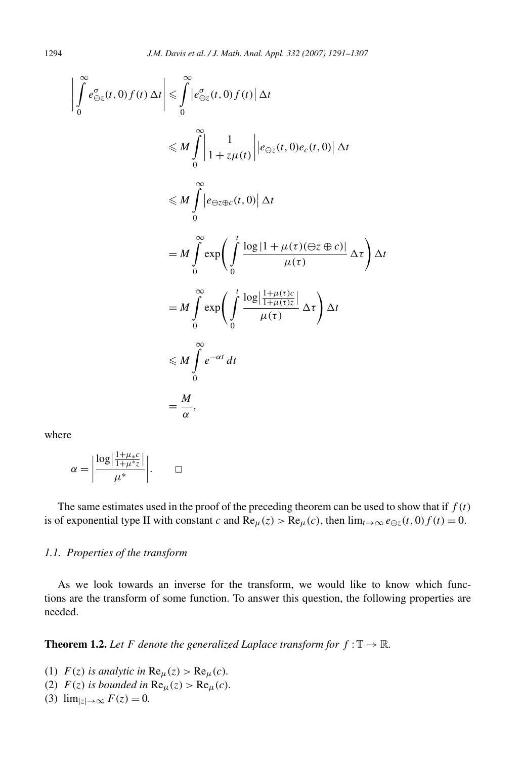$$
\begin{aligned}
\left| \int_0^\infty e^{\sigma}_{\ominus z}(t,0) f(t)\, \Delta t \right| &\leqslant \int_0^\infty \left| e^{\sigma}_{\ominus z}(t,0) f(t) \right| \Delta t \\
&\leqslant M \int_0^\infty \left| \frac{1}{1+z\mu(t)} \right| \left| e_{\ominus z}(t,0) e_c(t,0) \right| \Delta t \\
&\leqslant M \int_0^\infty \left| e_{\ominus z \oplus c}(t,0) \right| \Delta t \\
&= M \int_0^\infty \exp\left( \int_0^t \frac{\log|1+\mu(\tau)(\ominus z \oplus c)|}{\mu(\tau)} \Delta \tau \right) \Delta t \\
&= M \int_0^\infty \exp\left( \int_0^t \frac{\log\left| \frac{1+\mu(\tau)c}{1+\mu(\tau)z} \right|}{\mu(\tau)} \Delta \tau \right) \Delta t \\
&\leqslant M \int_0^\infty e^{-\alpha t}\, dt \\
&= \frac{M}{\alpha},
\end{aligned}
$$

where

$$
\alpha = \left| \frac{\log\left| \frac{1+\mu_* c}{1+\mu^* z} \right|}{\mu^*} \right|. \qquad \square
$$

The same estimates used in the proof of the preceding theorem can be used to show that if $f(t)$ is of exponential type II with constant $c$ and $\mathrm{Re}_\mu(z) > \mathrm{Re}_\mu(c)$, then $\lim_{t\to\infty} e_{\ominus z}(t,0) f(t) = 0$.

### *1.1. Properties of the transform*

As we look towards an inverse for the transform, we would like to know which functions are the transform of some function. To answer this question, the following properties are needed.

**Theorem 1.2.** *Let $F$ denote the generalized Laplace transform for $f : \mathbb{T} \to \mathbb{R}$.*

1. *$F(z)$ is analytic in $\mathrm{Re}_\mu(z) > \mathrm{Re}_\mu(c)$.*
2. *$F(z)$ is bounded in $\mathrm{Re}_\mu(z) > \mathrm{Re}_\mu(c)$.*
3. *$\lim_{|z|\to\infty} F(z) = 0$.*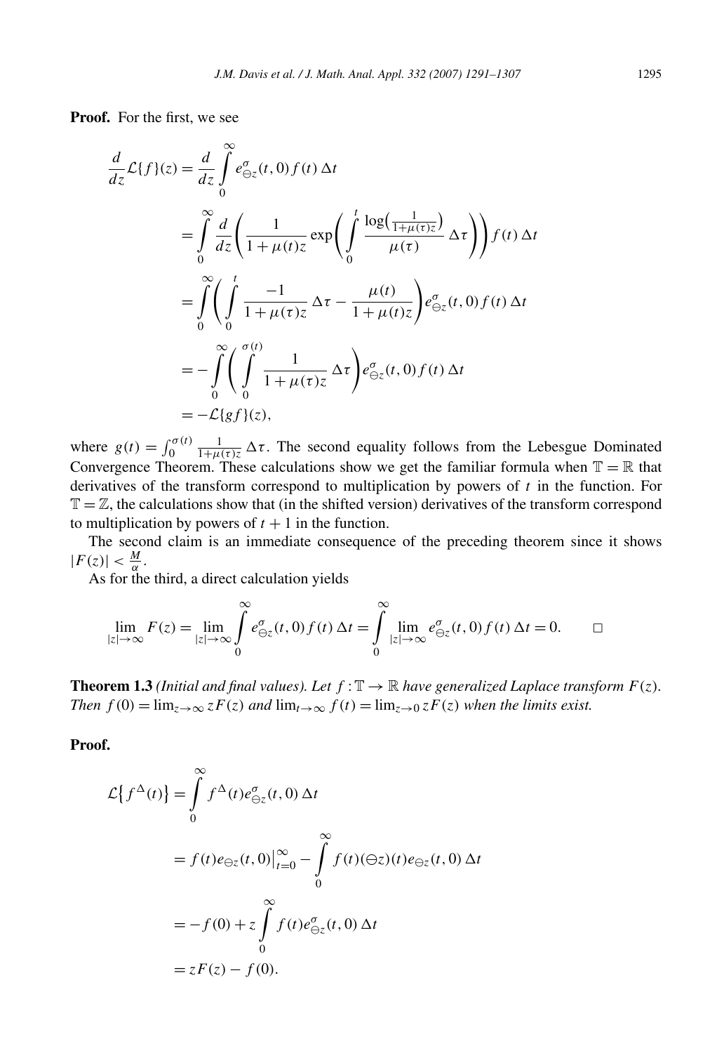**Proof.** For the first, we see

$$
\begin{aligned}
\frac{d}{dz}\mathcal{L}\{f\}(z) &= \frac{d}{dz}\int_0^\infty e^\sigma_{\ominus z}(t,0)f(t)\,\Delta t \\
&= \int_0^\infty \frac{d}{dz}\left(\frac{1}{1+\mu(t)z}\exp\left(\int_0^t \frac{\log\left(\frac{1}{1+\mu(\tau)z}\right)}{\mu(\tau)}\,\Delta\tau\right)\right)f(t)\,\Delta t \\
&= \int_0^\infty \left(\int_0^t \frac{-1}{1+\mu(\tau)z}\,\Delta\tau - \frac{\mu(t)}{1+\mu(t)z}\right)e^\sigma_{\ominus z}(t,0)f(t)\,\Delta t \\
&= -\int_0^\infty \left(\int_0^{\sigma(t)} \frac{1}{1+\mu(\tau)z}\,\Delta\tau\right)e^\sigma_{\ominus z}(t,0)f(t)\,\Delta t \\
&= -\mathcal{L}\{gf\}(z),
\end{aligned}
$$

where $g(t) = \int_0^{\sigma(t)} \frac{1}{1+\mu(\tau)z}\,\Delta\tau$. The second equality follows from the Lebesgue Dominated Convergence Theorem. These calculations show we get the familiar formula when $\mathbb{T} = \mathbb{R}$ that derivatives of the transform correspond to multiplication by powers of $t$ in the function. For $\mathbb{T} = \mathbb{Z}$, the calculations show that (in the shifted version) derivatives of the transform correspond to multiplication by powers of $t+1$ in the function.

The second claim is an immediate consequence of the preceding theorem since it shows $|F(z)| < \frac{M}{\alpha}$.

As for the third, a direct calculation yields

$$
\lim_{|z|\to\infty} F(z) = \lim_{|z|\to\infty}\int_0^\infty e^\sigma_{\ominus z}(t,0)f(t)\,\Delta t = \int_0^\infty \lim_{|z|\to\infty} e^\sigma_{\ominus z}(t,0)f(t)\,\Delta t = 0. \qquad \square
$$

**Theorem 1.3** *(Initial and final values). Let $f : \mathbb{T} \to \mathbb{R}$ have generalized Laplace transform $F(z)$. Then $f(0) = \lim_{z\to\infty} zF(z)$ and $\lim_{t\to\infty} f(t) = \lim_{z\to 0} zF(z)$ when the limits exist.*

**Proof.**

$$
\begin{aligned}
\mathcal{L}\{f^\Delta(t)\} &= \int_0^\infty f^\Delta(t)e^\sigma_{\ominus z}(t,0)\,\Delta t \\
&= f(t)e_{\ominus z}(t,0)\big|_{t=0}^\infty - \int_0^\infty f(t)(\ominus z)(t)e_{\ominus z}(t,0)\,\Delta t \\
&= -f(0) + z\int_0^\infty f(t)e^\sigma_{\ominus z}(t,0)\,\Delta t \\
&= zF(z) - f(0).
\end{aligned}
$$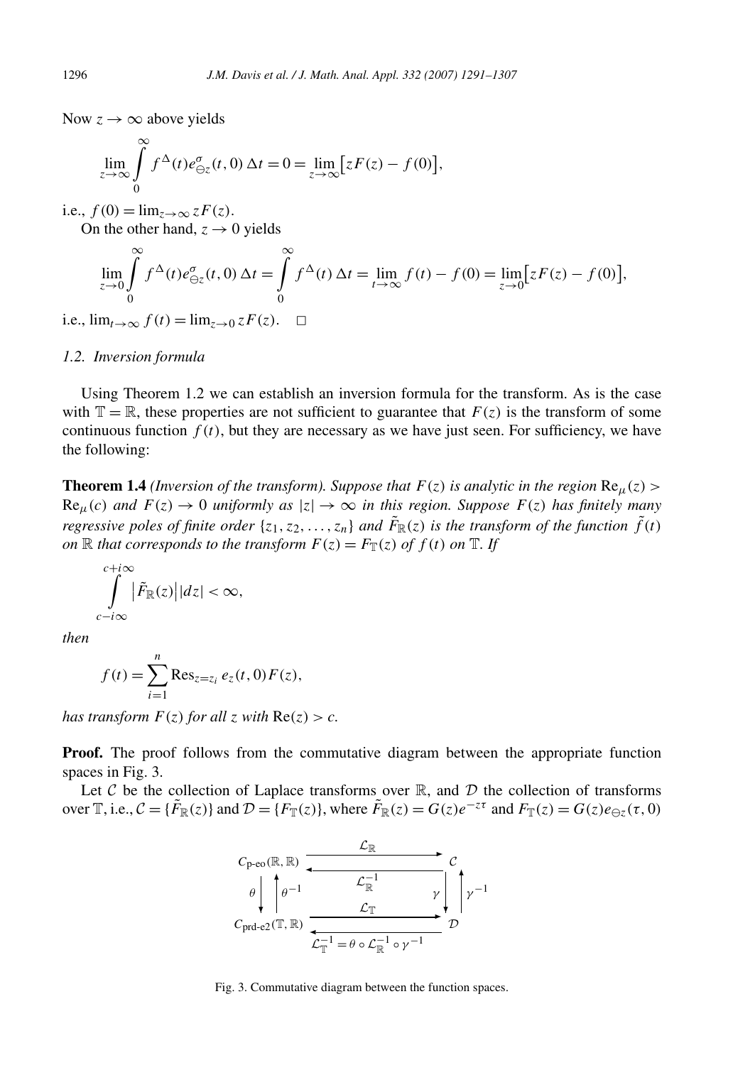Now $z \to \infty$ above yields

$$\lim_{z\to\infty}\int_0^\infty f^\Delta(t)e^\sigma_{\ominus z}(t,0)\,\Delta t = 0 = \lim_{z\to\infty}\bigl[zF(z) - f(0)\bigr],$$

i.e., $f(0) = \lim_{z\to\infty} zF(z)$.

On the other hand, $z \to 0$ yields

$$\lim_{z\to 0}\int_0^\infty f^\Delta(t)e^\sigma_{\ominus z}(t,0)\,\Delta t = \int_0^\infty f^\Delta(t)\,\Delta t = \lim_{t\to\infty} f(t) - f(0) = \lim_{z\to 0}\bigl[zF(z) - f(0)\bigr],$$

i.e., $\lim_{t\to\infty} f(t) = \lim_{z\to 0} zF(z)$. □

### *1.2. Inversion formula*

Using Theorem 1.2 we can establish an inversion formula for the transform. As is the case with $\mathbb{T} = \mathbb{R}$, these properties are not sufficient to guarantee that $F(z)$ is the transform of some continuous function $f(t)$, but they are necessary as we have just seen. For sufficiency, we have the following:

**Theorem 1.4** *(Inversion of the transform). Suppose that $F(z)$ is analytic in the region $\mathrm{Re}_\mu(z) > \mathrm{Re}_\mu(c)$ and $F(z) \to 0$ uniformly as $|z| \to \infty$ in this region. Suppose $F(z)$ has finitely many regressive poles of finite order $\{z_1, z_2, \ldots, z_n\}$ and $\tilde{F}_\mathbb{R}(z)$ is the transform of the function $\tilde{f}(t)$ on $\mathbb{R}$ that corresponds to the transform $F(z) = F_\mathbb{T}(z)$ of $f(t)$ on $\mathbb{T}$. If*

$$\int_{c-i\infty}^{c+i\infty} \bigl|\tilde{F}_\mathbb{R}(z)\bigr||dz| < \infty,$$

*then*

$$f(t) = \sum_{i=1}^n \mathrm{Res}_{z=z_i}\, e_z(t,0)F(z),$$

*has transform $F(z)$ for all $z$ with $\mathrm{Re}(z) > c$.*

**Proof.** The proof follows from the commutative diagram between the appropriate function spaces in Fig. 3.

Let $\mathcal{C}$ be the collection of Laplace transforms over $\mathbb{R}$, and $\mathcal{D}$ the collection of transforms over $\mathbb{T}$, i.e., $\mathcal{C} = \{\tilde{F}_\mathbb{R}(z)\}$ and $\mathcal{D} = \{F_\mathbb{T}(z)\}$, where $\tilde{F}_\mathbb{R}(z) = G(z)e^{-z\tau}$ and $F_\mathbb{T}(z) = G(z)e_{\ominus z}(\tau, 0)$

$$\begin{array}{ccc}
C_{\text{p-eo}}(\mathbb{R},\mathbb{R}) & \underset{\mathcal{L}_\mathbb{R}^{-1}}{\overset{\mathcal{L}_\mathbb{R}}{\rightleftarrows}} & \mathcal{C} \\
\theta \downarrow \;\; \uparrow \theta^{-1} & & \gamma \downarrow \;\; \uparrow \gamma^{-1} \\
C_{\text{prd-e2}}(\mathbb{T},\mathbb{R}) & \underset{\mathcal{L}_\mathbb{T}^{-1} = \theta\circ\mathcal{L}_\mathbb{R}^{-1}\circ\gamma^{-1}}{\overset{\mathcal{L}_\mathbb{T}}{\rightleftarrows}} & \mathcal{D}
\end{array}$$

Fig. 3. Commutative diagram between the function spaces.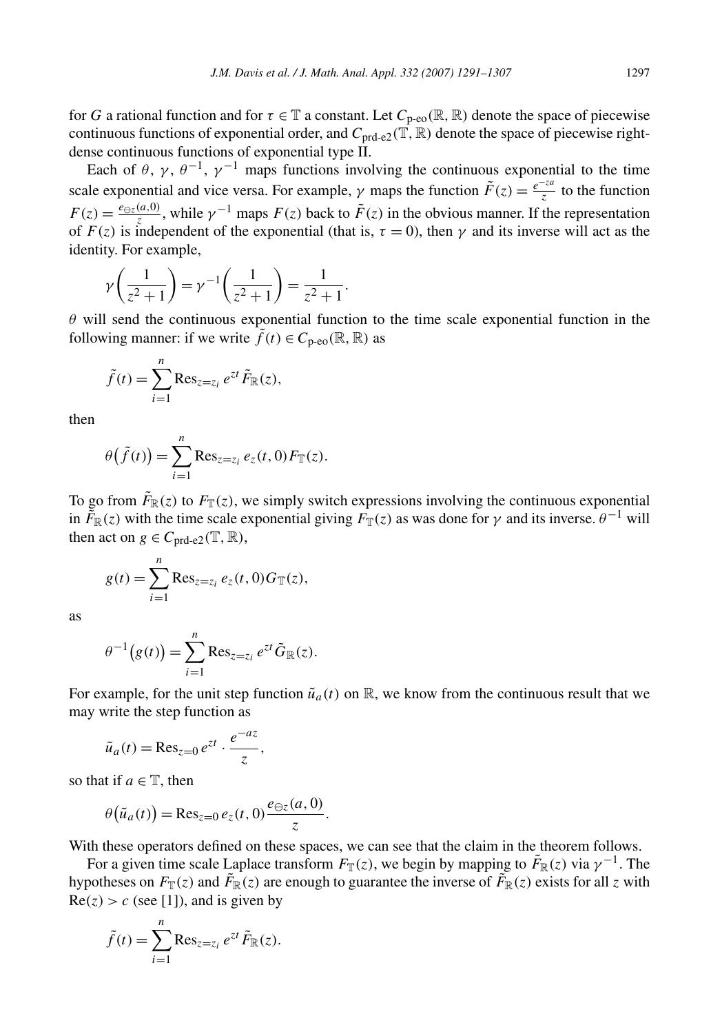for $G$ a rational function and for $\tau \in \mathbb{T}$ a constant. Let $C_{\text{p-eo}}(\mathbb{R},\mathbb{R})$ denote the space of piecewise continuous functions of exponential order, and $C_{\text{prd-e2}}(\mathbb{T},\mathbb{R})$ denote the space of piecewise right-dense continuous functions of exponential type II.

Each of $\theta$, $\gamma$, $\theta^{-1}$, $\gamma^{-1}$ maps functions involving the continuous exponential to the time scale exponential and vice versa. For example, $\gamma$ maps the function $\tilde{F}(z) = \frac{e^{-za}}{z}$ to the function $F(z) = \frac{e_{\ominus z}(a,0)}{z}$, while $\gamma^{-1}$ maps $F(z)$ back to $\tilde{F}(z)$ in the obvious manner. If the representation of $F(z)$ is independent of the exponential (that is, $\tau = 0$), then $\gamma$ and its inverse will act as the identity. For example,

$$\gamma\left(\frac{1}{z^2+1}\right) = \gamma^{-1}\left(\frac{1}{z^2+1}\right) = \frac{1}{z^2+1}.$$

$\theta$ will send the continuous exponential function to the time scale exponential function in the following manner: if we write $\tilde{f}(t) \in C_{\text{p-eo}}(\mathbb{R},\mathbb{R})$ as

$$\tilde{f}(t) = \sum_{i=1}^{n} \operatorname{Res}_{z=z_i} e^{zt} \tilde{F}_{\mathbb{R}}(z),$$

then

$$\theta\big(\tilde{f}(t)\big) = \sum_{i=1}^{n} \operatorname{Res}_{z=z_i} e_z(t,0) F_{\mathbb{T}}(z).$$

To go from $\tilde{F}_{\mathbb{R}}(z)$ to $F_{\mathbb{T}}(z)$, we simply switch expressions involving the continuous exponential in $\tilde{F}_{\mathbb{R}}(z)$ with the time scale exponential giving $F_{\mathbb{T}}(z)$ as was done for $\gamma$ and its inverse. $\theta^{-1}$ will then act on $g \in C_{\text{prd-e2}}(\mathbb{T},\mathbb{R})$,

$$g(t) = \sum_{i=1}^{n} \operatorname{Res}_{z=z_i} e_z(t,0) G_{\mathbb{T}}(z),$$

as

$$\theta^{-1}\big(g(t)\big) = \sum_{i=1}^{n} \operatorname{Res}_{z=z_i} e^{zt} \tilde{G}_{\mathbb{R}}(z).$$

For example, for the unit step function $\tilde{u}_a(t)$ on $\mathbb{R}$, we know from the continuous result that we may write the step function as

$$\tilde{u}_a(t) = \operatorname{Res}_{z=0} e^{zt} \cdot \frac{e^{-az}}{z},$$

so that if $a \in \mathbb{T}$, then

$$\theta\big(\tilde{u}_a(t)\big) = \operatorname{Res}_{z=0} e_z(t,0) \frac{e_{\ominus z}(a,0)}{z}.$$

With these operators defined on these spaces, we can see that the claim in the theorem follows.

For a given time scale Laplace transform $F_{\mathbb{T}}(z)$, we begin by mapping to $\tilde{F}_{\mathbb{R}}(z)$ via $\gamma^{-1}$. The hypotheses on $F_{\mathbb{T}}(z)$ and $\tilde{F}_{\mathbb{R}}(z)$ are enough to guarantee the inverse of $\tilde{F}_{\mathbb{R}}(z)$ exists for all $z$ with $\operatorname{Re}(z) > c$ (see [1]), and is given by

$$\tilde{f}(t) = \sum_{i=1}^{n} \operatorname{Res}_{z=z_i} e^{zt} \tilde{F}_{\mathbb{R}}(z).$$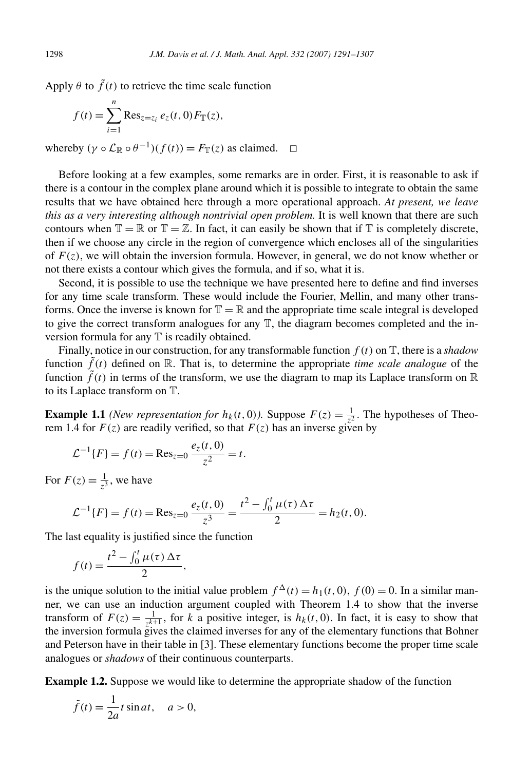Apply $\theta$ to $\tilde{f}(t)$ to retrieve the time scale function

$$f(t) = \sum_{i=1}^{n} \operatorname{Res}_{z=z_i} e_z(t,0) F_{\mathbb{T}}(z),$$

whereby $(\gamma \circ \mathcal{L}_{\mathbb{R}} \circ \theta^{-1})(f(t)) = F_{\mathbb{T}}(z)$ as claimed. $\square$

Before looking at a few examples, some remarks are in order. First, it is reasonable to ask if there is a contour in the complex plane around which it is possible to integrate to obtain the same results that we have obtained here through a more operational approach. *At present, we leave this as a very interesting although nontrivial open problem.* It is well known that there are such contours when $\mathbb{T} = \mathbb{R}$ or $\mathbb{T} = \mathbb{Z}$. In fact, it can easily be shown that if $\mathbb{T}$ is completely discrete, then if we choose any circle in the region of convergence which encloses all of the singularities of $F(z)$, we will obtain the inversion formula. However, in general, we do not know whether or not there exists a contour which gives the formula, and if so, what it is.

Second, it is possible to use the technique we have presented here to define and find inverses for any time scale transform. These would include the Fourier, Mellin, and many other transforms. Once the inverse is known for $\mathbb{T} = \mathbb{R}$ and the appropriate time scale integral is developed to give the correct transform analogues for any $\mathbb{T}$, the diagram becomes completed and the inversion formula for any $\mathbb{T}$ is readily obtained.

Finally, notice in our construction, for any transformable function $f(t)$ on $\mathbb{T}$, there is a *shadow* function $\tilde{f}(t)$ defined on $\mathbb{R}$. That is, to determine the appropriate *time scale analogue* of the function $\tilde{f}(t)$ in terms of the transform, we use the diagram to map its Laplace transform on $\mathbb{R}$ to its Laplace transform on $\mathbb{T}$.

**Example 1.1** *(New representation for $h_k(t,0)$).* Suppose $F(z) = \frac{1}{z^2}$. The hypotheses of Theorem 1.4 for $F(z)$ are readily verified, so that $F(z)$ has an inverse given by

$$\mathcal{L}^{-1}\{F\} = f(t) = \operatorname{Res}_{z=0} \frac{e_z(t,0)}{z^2} = t.$$

For $F(z) = \frac{1}{z^3}$, we have

$$\mathcal{L}^{-1}\{F\} = f(t) = \operatorname{Res}_{z=0} \frac{e_z(t,0)}{z^3} = \frac{t^2 - \int_0^t \mu(\tau)\,\Delta\tau}{2} = h_2(t,0).$$

The last equality is justified since the function

$$f(t) = \frac{t^2 - \int_0^t \mu(\tau)\,\Delta\tau}{2},$$

is the unique solution to the initial value problem $f^{\Delta}(t) = h_1(t,0)$, $f(0) = 0$. In a similar manner, we can use an induction argument coupled with Theorem 1.4 to show that the inverse transform of $F(z) = \frac{1}{z^{k+1}}$, for $k$ a positive integer, is $h_k(t,0)$. In fact, it is easy to show that the inversion formula gives the claimed inverses for any of the elementary functions that Bohner and Peterson have in their table in [3]. These elementary functions become the proper time scale analogues or *shadows* of their continuous counterparts.

**Example 1.2.** Suppose we would like to determine the appropriate shadow of the function

$$\tilde{f}(t) = \frac{1}{2a} t \sin at, \quad a > 0,$$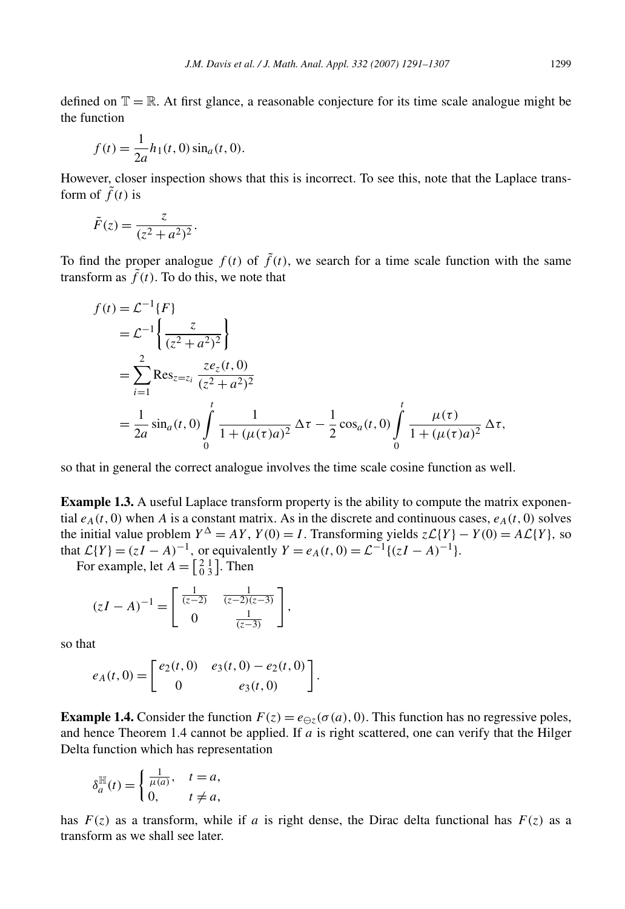defined on $\mathbb{T} = \mathbb{R}$. At first glance, a reasonable conjecture for its time scale analogue might be the function

$$f(t) = \frac{1}{2a} h_1(t, 0) \sin_a(t, 0).$$

However, closer inspection shows that this is incorrect. To see this, note that the Laplace transform of $\tilde{f}(t)$ is

$$\tilde{F}(z) = \frac{z}{(z^2 + a^2)^2}.$$

To find the proper analogue $f(t)$ of $\tilde{f}(t)$, we search for a time scale function with the same transform as $\tilde{f}(t)$. To do this, we note that

$$\begin{aligned}
f(t) &= \mathcal{L}^{-1}\{F\} \\
&= \mathcal{L}^{-1}\left\{ \frac{z}{(z^2 + a^2)^2} \right\} \\
&= \sum_{i=1}^{2} \operatorname{Res}_{z=z_i} \frac{z e_z(t, 0)}{(z^2 + a^2)^2} \\
&= \frac{1}{2a} \sin_a(t, 0) \int_0^t \frac{1}{1 + (\mu(\tau) a)^2} \, \Delta\tau - \frac{1}{2} \cos_a(t, 0) \int_0^t \frac{\mu(\tau)}{1 + (\mu(\tau) a)^2} \, \Delta\tau,
\end{aligned}$$

so that in general the correct analogue involves the time scale cosine function as well.

**Example 1.3.** A useful Laplace transform property is the ability to compute the matrix exponential $e_A(t, 0)$ when $A$ is a constant matrix. As in the discrete and continuous cases, $e_A(t, 0)$ solves the initial value problem $Y^\Delta = AY$, $Y(0) = I$. Transforming yields $z\mathcal{L}\{Y\} - Y(0) = A\mathcal{L}\{Y\}$, so that $\mathcal{L}\{Y\} = (zI - A)^{-1}$, or equivalently $Y = e_A(t, 0) = \mathcal{L}^{-1}\{(zI - A)^{-1}\}$.

For example, let $A = \left[\begin{smallmatrix} 2 & 1 \\ 0 & 3 \end{smallmatrix}\right]$. Then

$$(zI - A)^{-1} = \begin{bmatrix} \frac{1}{(z-2)} & \frac{1}{(z-2)(z-3)} \\ 0 & \frac{1}{(z-3)} \end{bmatrix},$$

so that

$$e_A(t, 0) = \begin{bmatrix} e_2(t, 0) & e_3(t, 0) - e_2(t, 0) \\ 0 & e_3(t, 0) \end{bmatrix}.$$

**Example 1.4.** Consider the function $F(z) = e_{\ominus z}(\sigma(a), 0)$. This function has no regressive poles, and hence Theorem 1.4 cannot be applied. If $a$ is right scattered, one can verify that the Hilger Delta function which has representation

$$\delta_a^{\mathbb{H}}(t) = \begin{cases} \frac{1}{\mu(a)}, & t = a, \\ 0, & t \neq a, \end{cases}$$

has $F(z)$ as a transform, while if $a$ is right dense, the Dirac delta functional has $F(z)$ as a transform as we shall see later.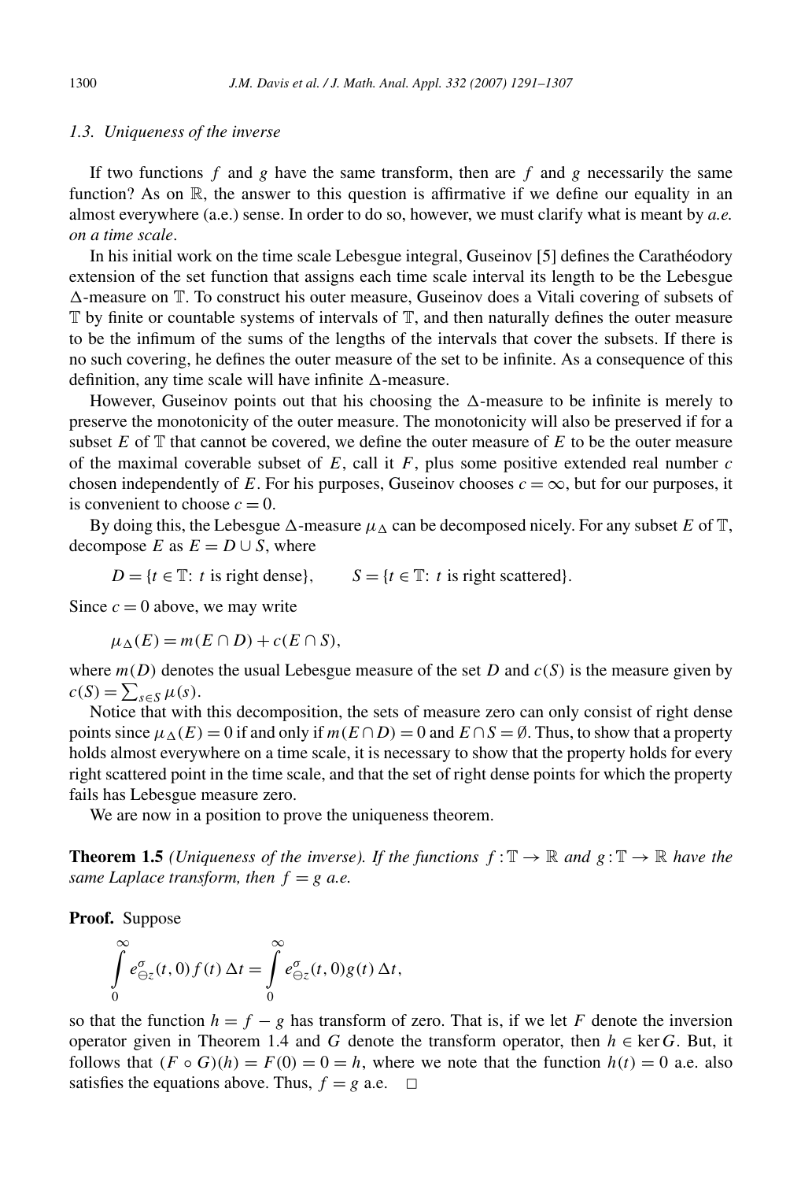### 1.3. Uniqueness of the inverse

If two functions $f$ and $g$ have the same transform, then are $f$ and $g$ necessarily the same function? As on $\mathbb{R}$, the answer to this question is affirmative if we define our equality in an almost everywhere (a.e.) sense. In order to do so, however, we must clarify what is meant by *a.e. on a time scale*.

In his initial work on the time scale Lebesgue integral, Guseinov [5] defines the Carathéodory extension of the set function that assigns each time scale interval its length to be the Lebesgue $\Delta$-measure on $\mathbb{T}$. To construct his outer measure, Guseinov does a Vitali covering of subsets of $\mathbb{T}$ by finite or countable systems of intervals of $\mathbb{T}$, and then naturally defines the outer measure to be the infimum of the sums of the lengths of the intervals that cover the subsets. If there is no such covering, he defines the outer measure of the set to be infinite. As a consequence of this definition, any time scale will have infinite $\Delta$-measure.

However, Guseinov points out that his choosing the $\Delta$-measure to be infinite is merely to preserve the monotonicity of the outer measure. The monotonicity will also be preserved if for a subset $E$ of $\mathbb{T}$ that cannot be covered, we define the outer measure of $E$ to be the outer measure of the maximal coverable subset of $E$, call it $F$, plus some positive extended real number $c$ chosen independently of $E$. For his purposes, Guseinov chooses $c = \infty$, but for our purposes, it is convenient to choose $c = 0$.

By doing this, the Lebesgue $\Delta$-measure $\mu_\Delta$ can be decomposed nicely. For any subset $E$ of $\mathbb{T}$, decompose $E$ as $E = D \cup S$, where

$$D = \{t \in \mathbb{T}\colon\ t \text{ is right dense}\}, \qquad S = \{t \in \mathbb{T}\colon\ t \text{ is right scattered}\}.$$

Since $c = 0$ above, we may write

$$\mu_\Delta(E) = m(E \cap D) + c(E \cap S),$$

where $m(D)$ denotes the usual Lebesgue measure of the set $D$ and $c(S)$ is the measure given by $c(S) = \sum_{s \in S} \mu(s)$.

Notice that with this decomposition, the sets of measure zero can only consist of right dense points since $\mu_\Delta(E) = 0$ if and only if $m(E \cap D) = 0$ and $E \cap S = \emptyset$. Thus, to show that a property holds almost everywhere on a time scale, it is necessary to show that the property holds for every right scattered point in the time scale, and that the set of right dense points for which the property fails has Lebesgue measure zero.

We are now in a position to prove the uniqueness theorem.

**Theorem 1.5** *(Uniqueness of the inverse). If the functions $f : \mathbb{T} \to \mathbb{R}$ and $g : \mathbb{T} \to \mathbb{R}$ have the same Laplace transform, then $f = g$ a.e.*

**Proof.** Suppose

$$\int_0^\infty e^\sigma_{\ominus z}(t,0) f(t)\,\Delta t = \int_0^\infty e^\sigma_{\ominus z}(t,0) g(t)\,\Delta t,$$

so that the function $h = f - g$ has transform of zero. That is, if we let $F$ denote the inversion operator given in Theorem 1.4 and $G$ denote the transform operator, then $h \in \ker G$. But, it follows that $(F \circ G)(h) = F(0) = 0 = h$, where we note that the function $h(t) = 0$ a.e. also satisfies the equations above. Thus, $f = g$ a.e. $\square$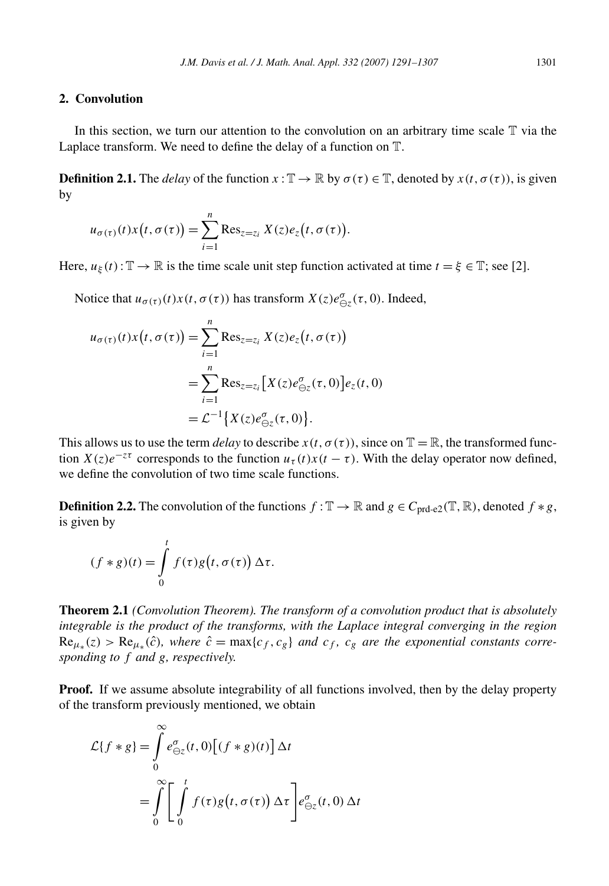## 2. Convolution

In this section, we turn our attention to the convolution on an arbitrary time scale $\mathbb{T}$ via the Laplace transform. We need to define the delay of a function on $\mathbb{T}$.

**Definition 2.1.** The *delay* of the function $x : \mathbb{T} \to \mathbb{R}$ by $\sigma(\tau) \in \mathbb{T}$, denoted by $x(t, \sigma(\tau))$, is given by

$$u_{\sigma(\tau)}(t)x\big(t, \sigma(\tau)\big) = \sum_{i=1}^{n} \operatorname{Res}_{z=z_i} X(z)e_z\big(t, \sigma(\tau)\big).$$

Here, $u_\xi(t) : \mathbb{T} \to \mathbb{R}$ is the time scale unit step function activated at time $t = \xi \in \mathbb{T}$; see [2].

Notice that $u_{\sigma(\tau)}(t)x(t, \sigma(\tau))$ has transform $X(z)e^{\sigma}_{\ominus z}(\tau, 0)$. Indeed,

$$\begin{aligned}
u_{\sigma(\tau)}(t)x\big(t, \sigma(\tau)\big) &= \sum_{i=1}^{n} \operatorname{Res}_{z=z_i} X(z)e_z\big(t, \sigma(\tau)\big) \\
&= \sum_{i=1}^{n} \operatorname{Res}_{z=z_i} \big[X(z)e^{\sigma}_{\ominus z}(\tau, 0)\big]e_z(t, 0) \\
&= \mathcal{L}^{-1}\big\{X(z)e^{\sigma}_{\ominus z}(\tau, 0)\big\}.
\end{aligned}$$

This allows us to use the term *delay* to describe $x(t, \sigma(\tau))$, since on $\mathbb{T} = \mathbb{R}$, the transformed function $X(z)e^{-z\tau}$ corresponds to the function $u_\tau(t)x(t - \tau)$. With the delay operator now defined, we define the convolution of two time scale functions.

**Definition 2.2.** The convolution of the functions $f : \mathbb{T} \to \mathbb{R}$ and $g \in C_{\text{prd-e2}}(\mathbb{T}, \mathbb{R})$, denoted $f * g$, is given by

$$(f * g)(t) = \int_0^t f(\tau)g\big(t, \sigma(\tau)\big)\,\Delta\tau.$$

**Theorem 2.1** *(Convolution Theorem). The transform of a convolution product that is absolutely integrable is the product of the transforms, with the Laplace integral converging in the region* $\operatorname{Re}_{\mu_*}(z) > \operatorname{Re}_{\mu_*}(\hat{c})$, *where* $\hat{c} = \max\{c_f, c_g\}$ *and* $c_f$, $c_g$ *are the exponential constants corresponding to* $f$ *and* $g$, *respectively.*

**Proof.** If we assume absolute integrability of all functions involved, then by the delay property of the transform previously mentioned, we obtain

$$\begin{aligned}
\mathcal{L}\{f * g\} &= \int_0^\infty e^{\sigma}_{\ominus z}(t, 0)\big[(f * g)(t)\big]\,\Delta t \\
&= \int_0^\infty \left[\int_0^t f(\tau)g\big(t, \sigma(\tau)\big)\,\Delta\tau\right] e^{\sigma}_{\ominus z}(t, 0)\,\Delta t
\end{aligned}$$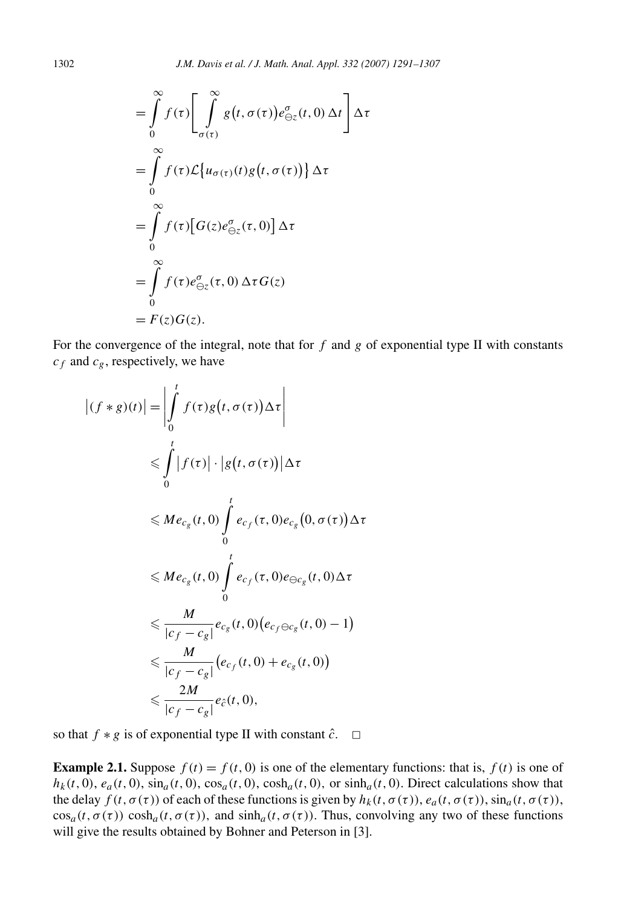$$
\begin{aligned}
&= \int_0^\infty f(\tau)\left[\int_{\sigma(\tau)}^\infty g\big(t,\sigma(\tau)\big)e_{\ominus z}^\sigma(t,0)\,\Delta t\right]\Delta\tau \\
&= \int_0^\infty f(\tau)\mathcal{L}\big\{u_{\sigma(\tau)}(t)g\big(t,\sigma(\tau)\big)\big\}\,\Delta\tau \\
&= \int_0^\infty f(\tau)\big[G(z)e_{\ominus z}^\sigma(\tau,0)\big]\,\Delta\tau \\
&= \int_0^\infty f(\tau)e_{\ominus z}^\sigma(\tau,0)\,\Delta\tau\, G(z) \\
&= F(z)G(z).
\end{aligned}
$$

For the convergence of the integral, note that for $f$ and $g$ of exponential type II with constants $c_f$ and $c_g$, respectively, we have

$$
\begin{aligned}
\big|(f*g)(t)\big| &= \left|\int_0^t f(\tau)g\big(t,\sigma(\tau)\big)\Delta\tau\right| \\
&\leqslant \int_0^t \big|f(\tau)\big|\cdot\big|g\big(t,\sigma(\tau)\big)\big|\Delta\tau \\
&\leqslant Me_{c_g}(t,0)\int_0^t e_{c_f}(\tau,0)e_{c_g}\big(0,\sigma(\tau)\big)\Delta\tau \\
&\leqslant Me_{c_g}(t,0)\int_0^t e_{c_f}(\tau,0)e_{\ominus c_g}(t,0)\Delta\tau \\
&\leqslant \frac{M}{|c_f-c_g|}e_{c_g}(t,0)\big(e_{c_f\ominus c_g}(t,0)-1\big) \\
&\leqslant \frac{M}{|c_f-c_g|}\big(e_{c_f}(t,0)+e_{c_g}(t,0)\big) \\
&\leqslant \frac{2M}{|c_f-c_g|}e_{\hat{c}}(t,0),
\end{aligned}
$$

so that $f*g$ is of exponential type II with constant $\hat{c}$. $\square$

**Example 2.1.** Suppose $f(t)=f(t,0)$ is one of the elementary functions: that is, $f(t)$ is one of $h_k(t,0)$, $e_a(t,0)$, $\sin_a(t,0)$, $\cos_a(t,0)$, $\cosh_a(t,0)$, or $\sinh_a(t,0)$. Direct calculations show that the delay $f(t,\sigma(\tau))$ of each of these functions is given by $h_k(t,\sigma(\tau))$, $e_a(t,\sigma(\tau))$, $\sin_a(t,\sigma(\tau))$, $\cos_a(t,\sigma(\tau))$ $\cosh_a(t,\sigma(\tau))$, and $\sinh_a(t,\sigma(\tau))$. Thus, convolving any two of these functions will give the results obtained by Bohner and Peterson in [3].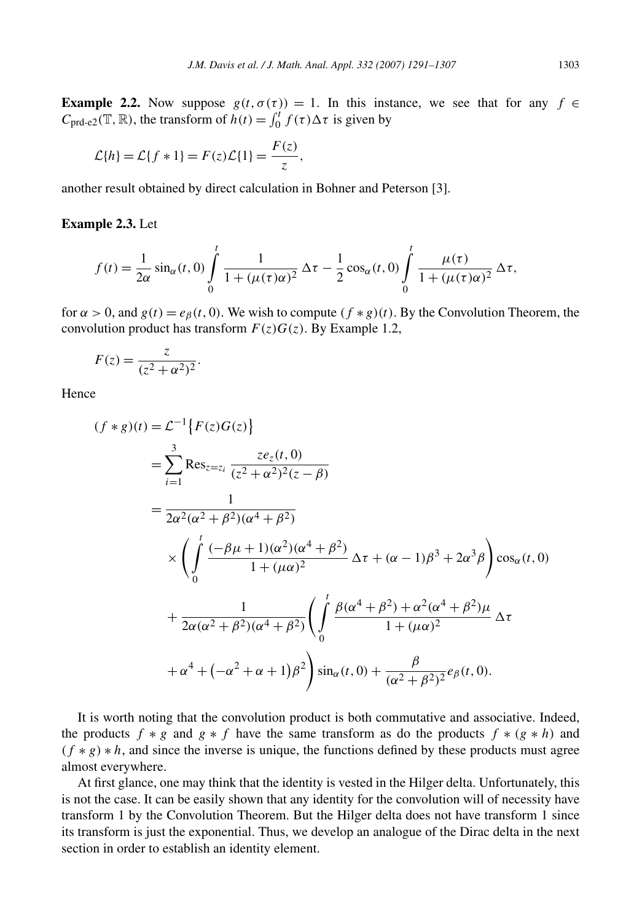**Example 2.2.** Now suppose $g(t, \sigma(\tau)) = 1$. In this instance, we see that for any $f \in C_{\text{prd-e2}}(\mathbb{T}, \mathbb{R})$, the transform of $h(t) = \int_0^t f(\tau)\Delta\tau$ is given by

$$\mathcal{L}\{h\} = \mathcal{L}\{f * 1\} = F(z)\mathcal{L}\{1\} = \frac{F(z)}{z},$$

another result obtained by direct calculation in Bohner and Peterson [3].

**Example 2.3.** Let

$$f(t) = \frac{1}{2\alpha}\sin_\alpha(t,0)\int_0^t \frac{1}{1+(\mu(\tau)\alpha)^2}\,\Delta\tau - \frac{1}{2}\cos_\alpha(t,0)\int_0^t \frac{\mu(\tau)}{1+(\mu(\tau)\alpha)^2}\,\Delta\tau,$$

for $\alpha > 0$, and $g(t) = e_\beta(t,0)$. We wish to compute $(f * g)(t)$. By the Convolution Theorem, the convolution product has transform $F(z)G(z)$. By Example 1.2,

$$F(z) = \frac{z}{(z^2+\alpha^2)^2}.$$

Hence

$$\begin{aligned}
(f * g)(t) &= \mathcal{L}^{-1}\{F(z)G(z)\} \\
&= \sum_{i=1}^{3} \operatorname{Res}_{z=z_i} \frac{z e_z(t,0)}{(z^2+\alpha^2)^2(z-\beta)} \\
&= \frac{1}{2\alpha^2(\alpha^2+\beta^2)(\alpha^4+\beta^2)} \\
&\quad \times \left( \int_0^t \frac{(-\beta\mu+1)(\alpha^2)(\alpha^4+\beta^2)}{1+(\mu\alpha)^2}\,\Delta\tau + (\alpha-1)\beta^3 + 2\alpha^3\beta \right)\cos_\alpha(t,0) \\
&\quad + \frac{1}{2\alpha(\alpha^2+\beta^2)(\alpha^4+\beta^2)}\left( \int_0^t \frac{\beta(\alpha^4+\beta^2)+\alpha^2(\alpha^4+\beta^2)\mu}{1+(\mu\alpha)^2}\,\Delta\tau \right. \\
&\quad \left. + \alpha^4 + \left(-\alpha^2+\alpha+1\right)\beta^2 \right)\sin_\alpha(t,0) + \frac{\beta}{(\alpha^2+\beta^2)^2} e_\beta(t,0).
\end{aligned}$$

It is worth noting that the convolution product is both commutative and associative. Indeed, the products $f * g$ and $g * f$ have the same transform as do the products $f * (g * h)$ and $(f * g) * h$, and since the inverse is unique, the functions defined by these products must agree almost everywhere.

At first glance, one may think that the identity is vested in the Hilger delta. Unfortunately, this is not the case. It can be easily shown that any identity for the convolution will of necessity have transform 1 by the Convolution Theorem. But the Hilger delta does not have transform 1 since its transform is just the exponential. Thus, we develop an analogue of the Dirac delta in the next section in order to establish an identity element.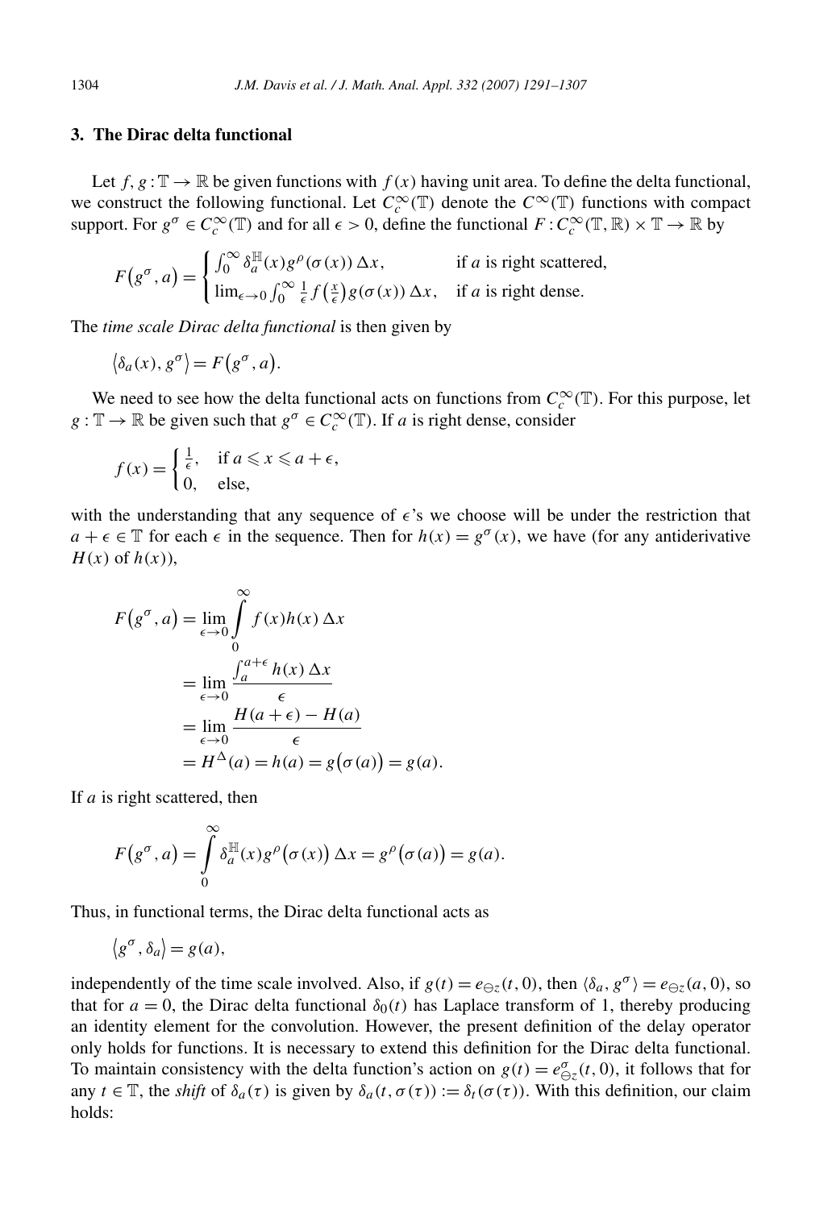## 3. The Dirac delta functional

Let $f, g : \mathbb{T} \to \mathbb{R}$ be given functions with $f(x)$ having unit area. To define the delta functional, we construct the following functional. Let $C_c^\infty(\mathbb{T})$ denote the $C^\infty(\mathbb{T})$ functions with compact support. For $g^\sigma \in C_c^\infty(\mathbb{T})$ and for all $\epsilon > 0$, define the functional $F : C_c^\infty(\mathbb{T}, \mathbb{R}) \times \mathbb{T} \to \mathbb{R}$ by

$$F(g^\sigma, a) = \begin{cases} \int_0^\infty \delta_a^{\mathbb{H}}(x) g^\rho(\sigma(x))\, \Delta x, & \text{if } a \text{ is right scattered,} \\ \lim_{\epsilon \to 0} \int_0^\infty \frac{1}{\epsilon} f\left(\frac{x}{\epsilon}\right) g(\sigma(x))\, \Delta x, & \text{if } a \text{ is right dense.} \end{cases}$$

The *time scale Dirac delta functional* is then given by

$$\langle \delta_a(x), g^\sigma \rangle = F(g^\sigma, a).$$

We need to see how the delta functional acts on functions from $C_c^\infty(\mathbb{T})$. For this purpose, let $g : \mathbb{T} \to \mathbb{R}$ be given such that $g^\sigma \in C_c^\infty(\mathbb{T})$. If $a$ is right dense, consider

$$f(x) = \begin{cases} \frac{1}{\epsilon}, & \text{if } a \leqslant x \leqslant a + \epsilon, \\ 0, & \text{else,} \end{cases}$$

with the understanding that any sequence of $\epsilon$'s we choose will be under the restriction that $a + \epsilon \in \mathbb{T}$ for each $\epsilon$ in the sequence. Then for $h(x) = g^\sigma(x)$, we have (for any antiderivative $H(x)$ of $h(x)$),

$$\begin{aligned} F(g^\sigma, a) &= \lim_{\epsilon \to 0} \int_0^\infty f(x) h(x)\, \Delta x \\ &= \lim_{\epsilon \to 0} \frac{\int_a^{a+\epsilon} h(x)\, \Delta x}{\epsilon} \\ &= \lim_{\epsilon \to 0} \frac{H(a+\epsilon) - H(a)}{\epsilon} \\ &= H^\Delta(a) = h(a) = g(\sigma(a)) = g(a). \end{aligned}$$

If $a$ is right scattered, then

$$F(g^\sigma, a) = \int_0^\infty \delta_a^{\mathbb{H}}(x) g^\rho(\sigma(x))\, \Delta x = g^\rho(\sigma(a)) = g(a).$$

Thus, in functional terms, the Dirac delta functional acts as

$$\langle g^\sigma, \delta_a \rangle = g(a),$$

independently of the time scale involved. Also, if $g(t) = e_{\ominus z}(t, 0)$, then $\langle \delta_a, g^\sigma \rangle = e_{\ominus z}(a, 0)$, so that for $a = 0$, the Dirac delta functional $\delta_0(t)$ has Laplace transform of 1, thereby producing an identity element for the convolution. However, the present definition of the delay operator only holds for functions. It is necessary to extend this definition for the Dirac delta functional. To maintain consistency with the delta function's action on $g(t) = e_{\ominus z}^\sigma(t, 0)$, it follows that for any $t \in \mathbb{T}$, the *shift* of $\delta_a(\tau)$ is given by $\delta_a(t, \sigma(\tau)) := \delta_t(\sigma(\tau))$. With this definition, our claim holds: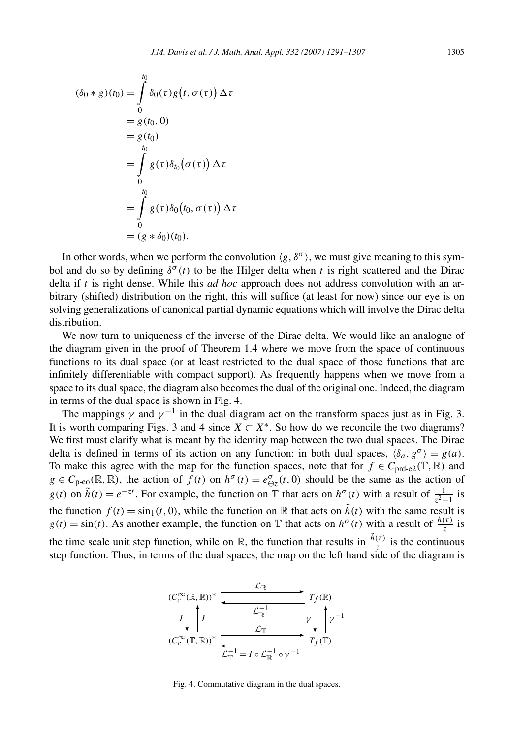$$
\begin{aligned}
(\delta_0 * g)(t_0) &= \int_0^{t_0} \delta_0(\tau) g\bigl(t, \sigma(\tau)\bigr)\, \Delta\tau \\
&= g(t_0, 0) \\
&= g(t_0) \\
&= \int_0^{t_0} g(\tau) \delta_{t_0}\bigl(\sigma(\tau)\bigr)\, \Delta\tau \\
&= \int_0^{t_0} g(\tau) \delta_0\bigl(t_0, \sigma(\tau)\bigr)\, \Delta\tau \\
&= (g * \delta_0)(t_0).
\end{aligned}
$$

In other words, when we perform the convolution $\langle g, \delta^\sigma \rangle$, we must give meaning to this symbol and do so by defining $\delta^\sigma(t)$ to be the Hilger delta when $t$ is right scattered and the Dirac delta if $t$ is right dense. While this *ad hoc* approach does not address convolution with an arbitrary (shifted) distribution on the right, this will suffice (at least for now) since our eye is on solving generalizations of canonical partial dynamic equations which will involve the Dirac delta distribution.

We now turn to uniqueness of the inverse of the Dirac delta. We would like an analogue of the diagram given in the proof of Theorem 1.4 where we move from the space of continuous functions to its dual space (or at least restricted to the dual space of those functions that are infinitely differentiable with compact support). As frequently happens when we move from a space to its dual space, the diagram also becomes the dual of the original one. Indeed, the diagram in terms of the dual space is shown in Fig. 4.

The mappings $\gamma$ and $\gamma^{-1}$ in the dual diagram act on the transform spaces just as in Fig. 3. It is worth comparing Figs. 3 and 4 since $X \subset X^*$. So how do we reconcile the two diagrams? We first must clarify what is meant by the identity map between the two dual spaces. The Dirac delta is defined in terms of its action on any function: in both dual spaces, $\langle \delta_a, g^\sigma \rangle = g(a)$. To make this agree with the map for the function spaces, note that for $f \in C_{\text{prd-e2}}(\mathbb{T}, \mathbb{R})$ and $g \in C_{\text{p-eo}}(\mathbb{R}, \mathbb{R})$, the action of $f(t)$ on $h^\sigma(t) = e^\sigma_{\ominus z}(t, 0)$ should be the same as the action of $g(t)$ on $\tilde{h}(t) = e^{-zt}$. For example, the function on $\mathbb{T}$ that acts on $h^\sigma(t)$ with a result of $\frac{1}{z^2+1}$ is the function $f(t) = \sin_1(t, 0)$, while the function on $\mathbb{R}$ that acts on $\tilde{h}(t)$ with the same result is $g(t) = \sin(t)$. As another example, the function on $\mathbb{T}$ that acts on $h^\sigma(t)$ with a result of $\frac{h(\tau)}{z}$ is the time scale unit step function, while on $\mathbb{R}$, the function that results in $\frac{\tilde{h}(\tau)}{z}$ is the continuous step function. Thus, in terms of the dual spaces, the map on the left hand side of the diagram is

$$
\begin{array}{ccc}
(C_c^\infty(\mathbb{R}, \mathbb{R}))^* & \underset{\mathcal{L}_{\mathbb{R}}^{-1}}{\overset{\mathcal{L}_{\mathbb{R}}}{\rightleftarrows}} & T_f(\mathbb{R}) \\
I \downarrow \uparrow I & & \gamma \downarrow \uparrow \gamma^{-1} \\
(C_c^\infty(\mathbb{T}, \mathbb{R}))^* & \underset{\mathcal{L}_{\mathbb{T}}^{-1} = I \circ \mathcal{L}_{\mathbb{R}}^{-1} \circ \gamma^{-1}}{\overset{\mathcal{L}_{\mathbb{T}}}{\rightleftarrows}} & T_f(\mathbb{T})
\end{array}
$$

Fig. 4. Commutative diagram in the dual spaces.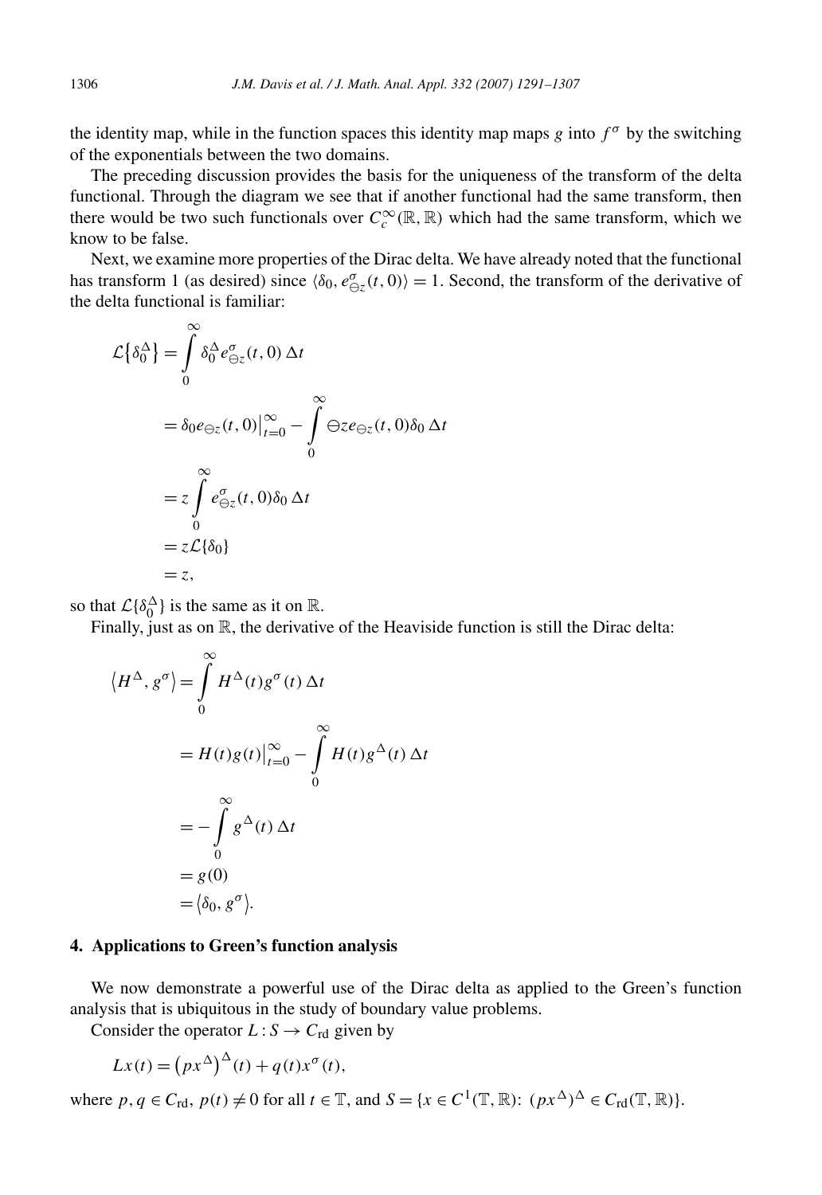the identity map, while in the function spaces this identity map maps $g$ into $f^\sigma$ by the switching of the exponentials between the two domains.

The preceding discussion provides the basis for the uniqueness of the transform of the delta functional. Through the diagram we see that if another functional had the same transform, then there would be two such functionals over $C_c^\infty(\mathbb{R}, \mathbb{R})$ which had the same transform, which we know to be false.

Next, we examine more properties of the Dirac delta. We have already noted that the functional has transform 1 (as desired) since $\langle \delta_0, e^\sigma_{\ominus z}(t,0)\rangle = 1$. Second, the transform of the derivative of the delta functional is familiar:

$$
\begin{aligned}
\mathcal{L}\{\delta_0^\Delta\} &= \int_0^\infty \delta_0^\Delta e^\sigma_{\ominus z}(t,0)\,\Delta t \\
&= \delta_0 e_{\ominus z}(t,0)\big|_{t=0}^\infty - \int_0^\infty \ominus z e_{\ominus z}(t,0)\delta_0\,\Delta t \\
&= z\int_0^\infty e^\sigma_{\ominus z}(t,0)\delta_0\,\Delta t \\
&= z\mathcal{L}\{\delta_0\} \\
&= z,
\end{aligned}
$$

so that $\mathcal{L}\{\delta_0^\Delta\}$ is the same as it on $\mathbb{R}$.

Finally, just as on $\mathbb{R}$, the derivative of the Heaviside function is still the Dirac delta:

$$
\begin{aligned}
\langle H^\Delta, g^\sigma\rangle &= \int_0^\infty H^\Delta(t) g^\sigma(t)\,\Delta t \\
&= H(t)g(t)\big|_{t=0}^\infty - \int_0^\infty H(t) g^\Delta(t)\,\Delta t \\
&= -\int_0^\infty g^\Delta(t)\,\Delta t \\
&= g(0) \\
&= \langle \delta_0, g^\sigma\rangle.
\end{aligned}
$$

## 4. Applications to Green's function analysis

We now demonstrate a powerful use of the Dirac delta as applied to the Green's function analysis that is ubiquitous in the study of boundary value problems.

Consider the operator $L : S \to C_{\mathrm{rd}}$ given by

$$
Lx(t) = \left(px^\Delta\right)^\Delta(t) + q(t)x^\sigma(t),
$$

where $p, q \in C_{\mathrm{rd}}$, $p(t) \neq 0$ for all $t \in \mathbb{T}$, and $S = \{x \in C^1(\mathbb{T}, \mathbb{R}):\ (px^\Delta)^\Delta \in C_{\mathrm{rd}}(\mathbb{T}, \mathbb{R})\}$.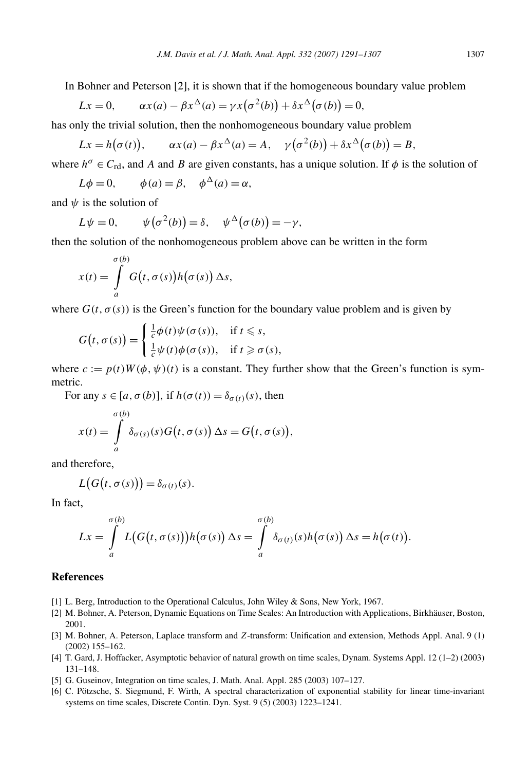In Bohner and Peterson [2], it is shown that if the homogeneous boundary value problem

$$Lx = 0, \qquad \alpha x(a) - \beta x^{\Delta}(a) = \gamma x\big(\sigma^2(b)\big) + \delta x^{\Delta}\big(\sigma(b)\big) = 0,$$

has only the trivial solution, then the nonhomogeneous boundary value problem

$$Lx = h\big(\sigma(t)\big), \qquad \alpha x(a) - \beta x^{\Delta}(a) = A, \quad \gamma\big(\sigma^2(b)\big) + \delta x^{\Delta}\big(\sigma(b)\big) = B,$$

where $h^{\sigma} \in C_{\mathrm{rd}}$, and $A$ and $B$ are given constants, has a unique solution. If $\phi$ is the solution of

$$L\phi = 0, \qquad \phi(a) = \beta, \quad \phi^{\Delta}(a) = \alpha,$$

and $\psi$ is the solution of

$$L\psi = 0, \qquad \psi\big(\sigma^2(b)\big) = \delta, \quad \psi^{\Delta}\big(\sigma(b)\big) = -\gamma,$$

then the solution of the nonhomogeneous problem above can be written in the form

$$x(t) = \int_a^{\sigma(b)} G\big(t, \sigma(s)\big) h\big(\sigma(s)\big)\, \Delta s,$$

where $G(t, \sigma(s))$ is the Green's function for the boundary value problem and is given by

$$G\big(t, \sigma(s)\big) = \begin{cases} \frac{1}{c}\phi(t)\psi(\sigma(s)), & \text{if } t \leqslant s, \\ \frac{1}{c}\psi(t)\phi(\sigma(s)), & \text{if } t \geqslant \sigma(s), \end{cases}$$

where $c := p(t)W(\phi, \psi)(t)$ is a constant. They further show that the Green's function is symmetric.

For any $s \in [a, \sigma(b)]$, if $h(\sigma(t)) = \delta_{\sigma(t)}(s)$, then

$$x(t) = \int_a^{\sigma(b)} \delta_{\sigma(s)}(s) G\big(t, \sigma(s)\big)\, \Delta s = G\big(t, \sigma(s)\big),$$

and therefore,

$$L\big(G\big(t, \sigma(s)\big)\big) = \delta_{\sigma(t)}(s).$$

In fact,

$$Lx = \int_a^{\sigma(b)} L\big(G\big(t, \sigma(s)\big)\big) h\big(\sigma(s)\big)\, \Delta s = \int_a^{\sigma(b)} \delta_{\sigma(t)}(s) h\big(\sigma(s)\big)\, \Delta s = h\big(\sigma(t)\big).$$

## References

[1] L. Berg, Introduction to the Operational Calculus, John Wiley & Sons, New York, 1967.

[2] M. Bohner, A. Peterson, Dynamic Equations on Time Scales: An Introduction with Applications, Birkhäuser, Boston, 2001.

[3] M. Bohner, A. Peterson, Laplace transform and $Z$-transform: Unification and extension, Methods Appl. Anal. 9 (1) (2002) 155–162.

[4] T. Gard, J. Hoffacker, Asymptotic behavior of natural growth on time scales, Dynam. Systems Appl. 12 (1–2) (2003) 131–148.

[5] G. Guseinov, Integration on time scales, J. Math. Anal. Appl. 285 (2003) 107–127.

[6] C. Pötzsche, S. Siegmund, F. Wirth, A spectral characterization of exponential stability for linear time-invariant systems on time scales, Discrete Contin. Dyn. Syst. 9 (5) (2003) 1223–1241.